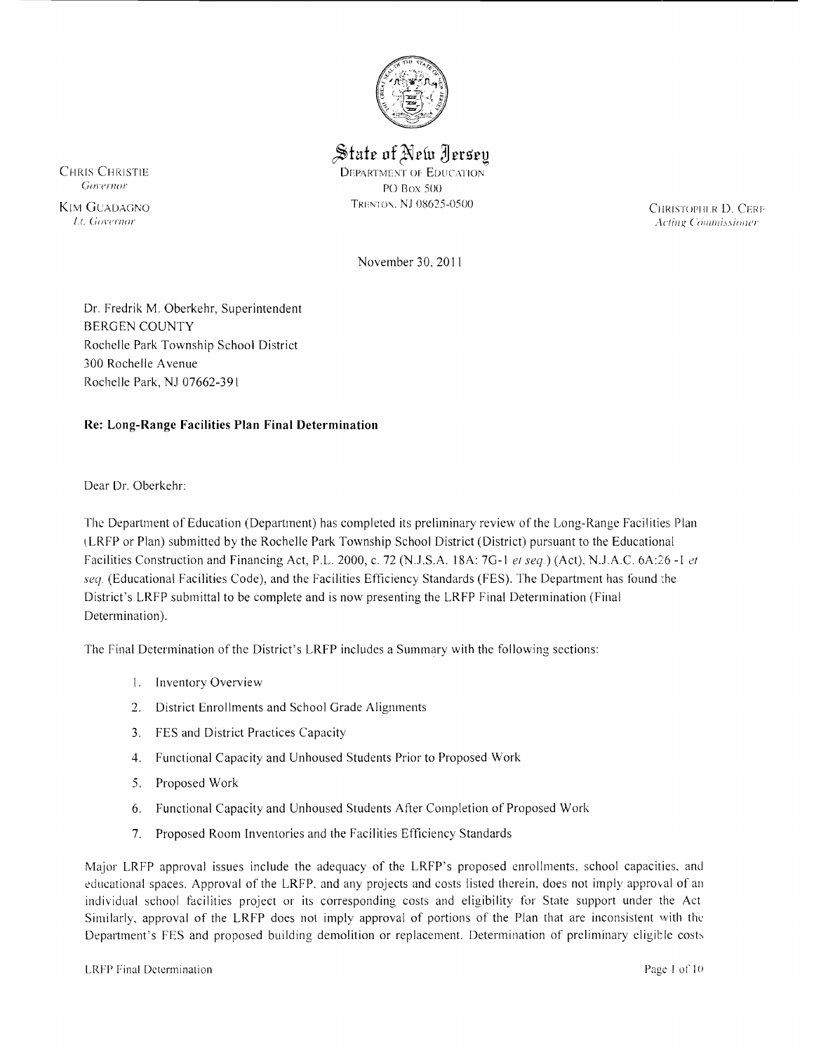# State of New Jersey

DEPARTMENT OF EDUCATION
PO BOX 500
TRENTON, NJ 08625-0500

CHRIS CHRISTIE
*Governor*

KIM GUADAGNO
*Lt. Governor*

CHRISTOPHER D. CERF
*Acting Commissioner*

November 30, 2011

Dr. Fredrik M. Oberkehr, Superintendent
BERGEN COUNTY
Rochelle Park Township School District
300 Rochelle Avenue
Rochelle Park, NJ 07662-391

**Re: Long-Range Facilities Plan Final Determination**

Dear Dr. Oberkehr:

The Department of Education (Department) has completed its preliminary review of the Long-Range Facilities Plan (LRFP or Plan) submitted by the Rochelle Park Township School District (District) pursuant to the Educational Facilities Construction and Financing Act, P.L. 2000, c. 72 (N.J.S.A. 18A: 7G-1 *et seq.*) (Act), N.J.A.C. 6A:26 -1 *et seq.* (Educational Facilities Code), and the Facilities Efficiency Standards (FES). The Department has found the District's LRFP submittal to be complete and is now presenting the LRFP Final Determination (Final Determination).

The Final Determination of the District's LRFP includes a Summary with the following sections:

1. Inventory Overview
2. District Enrollments and School Grade Alignments
3. FES and District Practices Capacity
4. Functional Capacity and Unhoused Students Prior to Proposed Work
5. Proposed Work
6. Functional Capacity and Unhoused Students After Completion of Proposed Work
7. Proposed Room Inventories and the Facilities Efficiency Standards

Major LRFP approval issues include the adequacy of the LRFP's proposed enrollments, school capacities, and educational spaces. Approval of the LRFP, and any projects and costs listed therein, does not imply approval of an individual school facilities project or its corresponding costs and eligibility for State support under the Act. Similarly, approval of the LRFP does not imply approval of portions of the Plan that are inconsistent with the Department's FES and proposed building demolition or replacement. Determination of preliminary eligible costs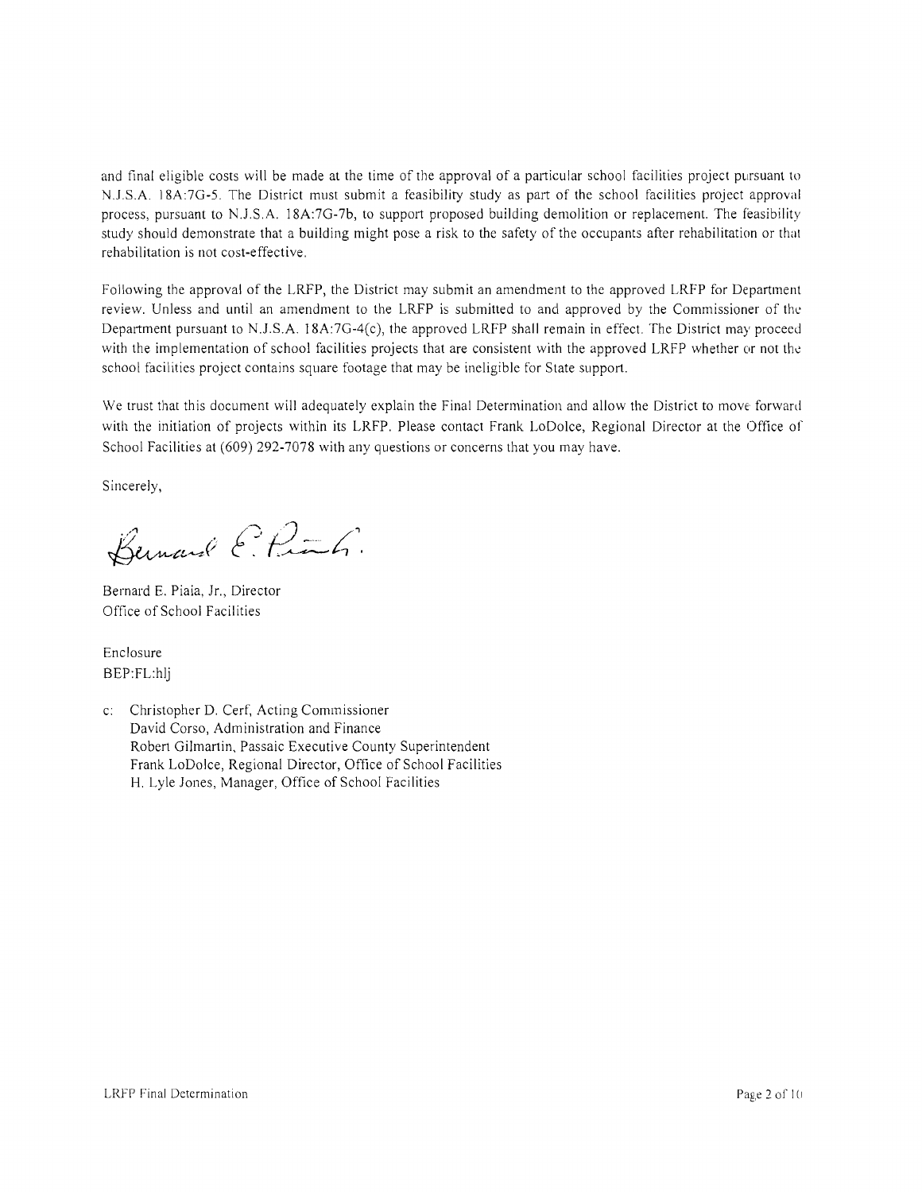and final eligible costs will be made at the time of the approval of a particular school facilities project pursuant to N.J.S.A. 18A:7G-5. The District must submit a feasibility study as part of the school facilities project approval process, pursuant to N.J.S.A. 18A:7G-7b, to support proposed building demolition or replacement. The feasibility study should demonstrate that a building might pose a risk to the safety of the occupants after rehabilitation or that rehabilitation is not cost-effective.

Following the approval of the LRFP, the District may submit an amendment to the approved LRFP for Department review. Unless and until an amendment to the LRFP is submitted to and approved by the Commissioner of the Department pursuant to N.J.S.A. 18A:7G-4(c), the approved LRFP shall remain in effect. The District may proceed with the implementation of school facilities projects that are consistent with the approved LRFP whether or not the school facilities project contains square footage that may be ineligible for State support.

We trust that this document will adequately explain the Final Determination and allow the District to move forward with the initiation of projects within its LRFP. Please contact Frank LoDolce, Regional Director at the Office of School Facilities at (609) 292-7078 with any questions or concerns that you may have.

Sincerely,

Bernard E. Piaia, Jr., Director
Office of School Facilities

Enclosure
BEP:FL:hlj

c: Christopher D. Cerf, Acting Commissioner
David Corso, Administration and Finance
Robert Gilmartin, Passaic Executive County Superintendent
Frank LoDolce, Regional Director, Office of School Facilities
H. Lyle Jones, Manager, Office of School Facilities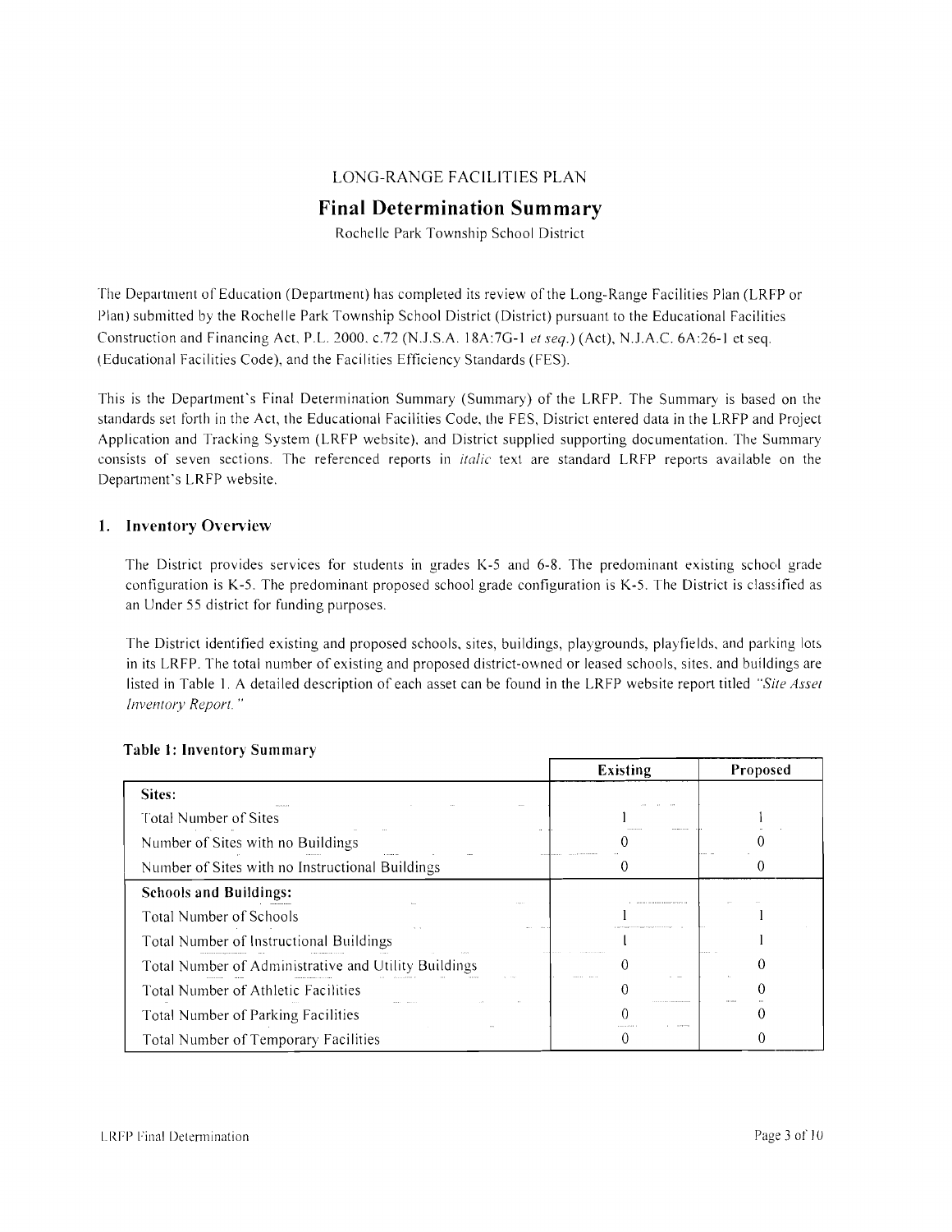LONG-RANGE FACILITIES PLAN

# Final Determination Summary

Rochelle Park Township School District

The Department of Education (Department) has completed its review of the Long-Range Facilities Plan (LRFP or Plan) submitted by the Rochelle Park Township School District (District) pursuant to the Educational Facilities Construction and Financing Act, P.L. 2000, c.72 (N.J.S.A. 18A:7G-1 *et seq.*) (Act), N.J.A.C. 6A:26-1 et seq. (Educational Facilities Code), and the Facilities Efficiency Standards (FES).

This is the Department's Final Determination Summary (Summary) of the LRFP. The Summary is based on the standards set forth in the Act, the Educational Facilities Code, the FES, District entered data in the LRFP and Project Application and Tracking System (LRFP website), and District supplied supporting documentation. The Summary consists of seven sections. The referenced reports in *italic* text are standard LRFP reports available on the Department's LRFP website.

## 1. Inventory Overview

The District provides services for students in grades K-5 and 6-8. The predominant existing school grade configuration is K-5. The predominant proposed school grade configuration is K-5. The District is classified as an Under 55 district for funding purposes.

The District identified existing and proposed schools, sites, buildings, playgrounds, playfields, and parking lots in its LRFP. The total number of existing and proposed district-owned or leased schools, sites, and buildings are listed in Table 1. A detailed description of each asset can be found in the LRFP website report titled *"Site Asset Inventory Report."*

**Table 1: Inventory Summary**

| | Existing | Proposed |
|---|---|---|
| **Sites:** | | |
| Total Number of Sites | 1 | 1 |
| Number of Sites with no Buildings | 0 | 0 |
| Number of Sites with no Instructional Buildings | 0 | 0 |
| **Schools and Buildings:** | | |
| Total Number of Schools | 1 | 1 |
| Total Number of Instructional Buildings | 1 | 1 |
| Total Number of Administrative and Utility Buildings | 0 | 0 |
| Total Number of Athletic Facilities | 0 | 0 |
| Total Number of Parking Facilities | 0 | 0 |
| Total Number of Temporary Facilities | 0 | 0 |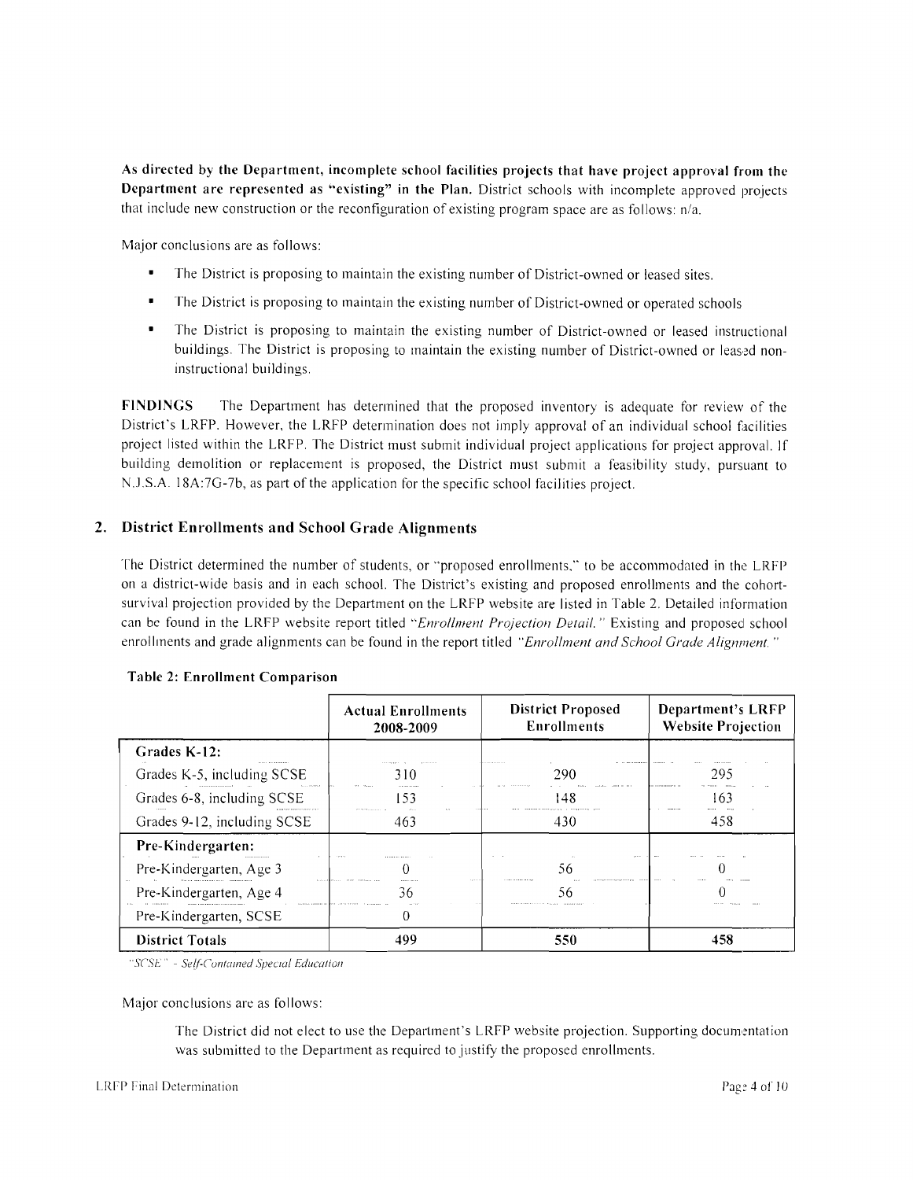**As directed by the Department, incomplete school facilities projects that have project approval from the Department are represented as "existing" in the Plan.** District schools with incomplete approved projects that include new construction or the reconfiguration of existing program space are as follows: n/a.

Major conclusions are as follows:

- The District is proposing to maintain the existing number of District-owned or leased sites.
- The District is proposing to maintain the existing number of District-owned or operated schools
- The District is proposing to maintain the existing number of District-owned or leased instructional buildings. The District is proposing to maintain the existing number of District-owned or leased non-instructional buildings.

**FINDINGS** The Department has determined that the proposed inventory is adequate for review of the District's LRFP. However, the LRFP determination does not imply approval of an individual school facilities project listed within the LRFP. The District must submit individual project applications for project approval. If building demolition or replacement is proposed, the District must submit a feasibility study, pursuant to N.J.S.A. 18A:7G-7b, as part of the application for the specific school facilities project.

## 2. District Enrollments and School Grade Alignments

The District determined the number of students, or "proposed enrollments," to be accommodated in the LRFP on a district-wide basis and in each school. The District's existing and proposed enrollments and the cohort-survival projection provided by the Department on the LRFP website are listed in Table 2. Detailed information can be found in the LRFP website report titled *"Enrollment Projection Detail."* Existing and proposed school enrollments and grade alignments can be found in the report titled *"Enrollment and School Grade Alignment."*

**Table 2: Enrollment Comparison**

| | Actual Enrollments 2008-2009 | District Proposed Enrollments | Department's LRFP Website Projection |
|---|---|---|---|
| **Grades K-12:** | | | |
| Grades K-5, including SCSE | 310 | 290 | 295 |
| Grades 6-8, including SCSE | 153 | 148 | 163 |
| Grades 9-12, including SCSE | 463 | 430 | 458 |
| **Pre-Kindergarten:** | | | |
| Pre-Kindergarten, Age 3 | 0 | 56 | 0 |
| Pre-Kindergarten, Age 4 | 36 | 56 | 0 |
| Pre-Kindergarten, SCSE | 0 | | |
| **District Totals** | **499** | **550** | **458** |

*"SCSE" - Self-Contained Special Education*

Major conclusions are as follows:

The District did not elect to use the Department's LRFP website projection. Supporting documentation was submitted to the Department as required to justify the proposed enrollments.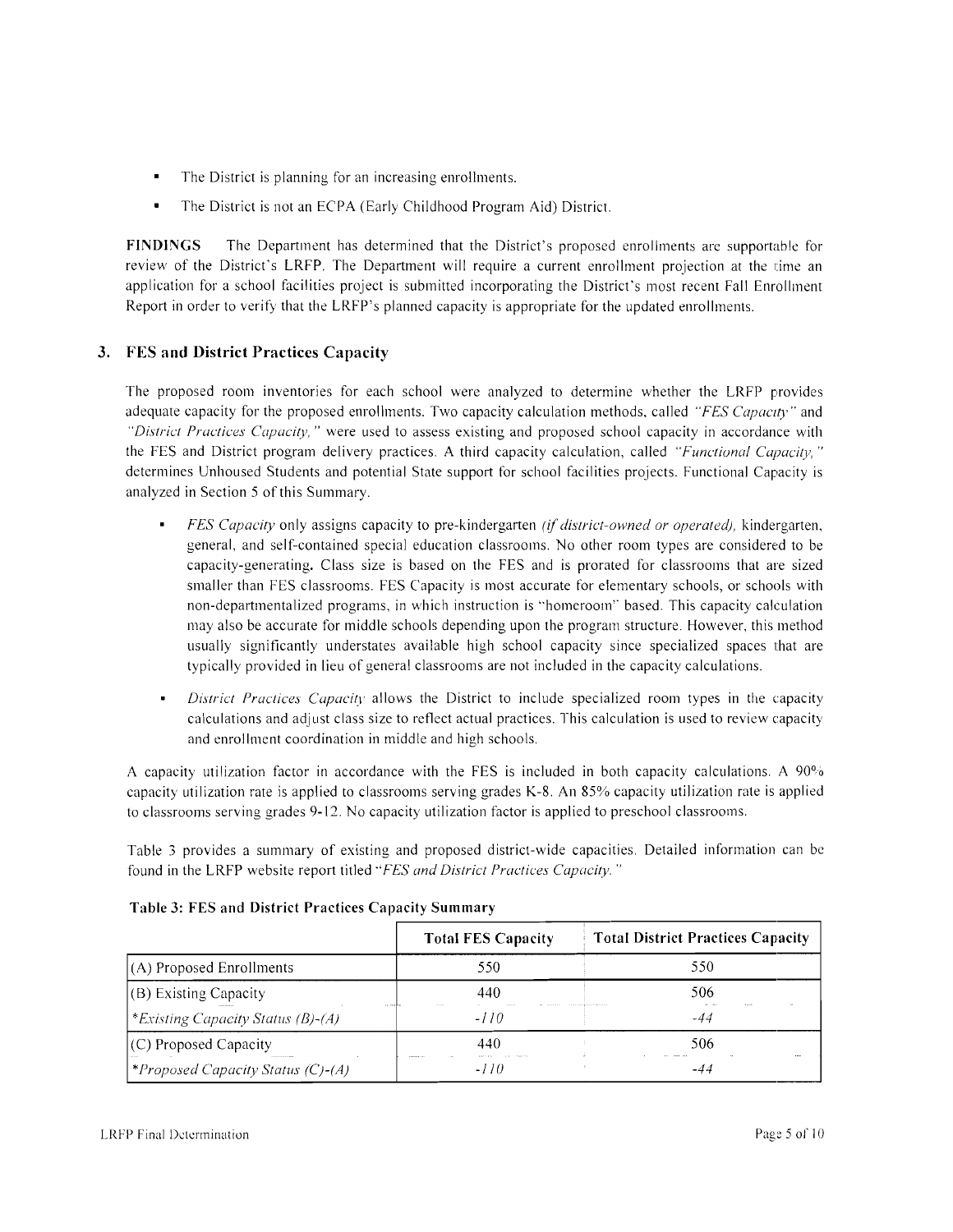- The District is planning for an increasing enrollments.
- The District is not an ECPA (Early Childhood Program Aid) District.

**FINDINGS** The Department has determined that the District's proposed enrollments are supportable for review of the District's LRFP. The Department will require a current enrollment projection at the time an application for a school facilities project is submitted incorporating the District's most recent Fall Enrollment Report in order to verify that the LRFP's planned capacity is appropriate for the updated enrollments.

## 3. FES and District Practices Capacity

The proposed room inventories for each school were analyzed to determine whether the LRFP provides adequate capacity for the proposed enrollments. Two capacity calculation methods, called *"FES Capacity"* and *"District Practices Capacity,"* were used to assess existing and proposed school capacity in accordance with the FES and District program delivery practices. A third capacity calculation, called *"Functional Capacity,"* determines Unhoused Students and potential State support for school facilities projects. Functional Capacity is analyzed in Section 5 of this Summary.

- *FES Capacity* only assigns capacity to pre-kindergarten *(if district-owned or operated),* kindergarten, general, and self-contained special education classrooms. No other room types are considered to be capacity-generating. Class size is based on the FES and is prorated for classrooms that are sized smaller than FES classrooms. FES Capacity is most accurate for elementary schools, or schools with non-departmentalized programs, in which instruction is "homeroom" based. This capacity calculation may also be accurate for middle schools depending upon the program structure. However, this method usually significantly understates available high school capacity since specialized spaces that are typically provided in lieu of general classrooms are not included in the capacity calculations.
- *District Practices Capacity* allows the District to include specialized room types in the capacity calculations and adjust class size to reflect actual practices. This calculation is used to review capacity and enrollment coordination in middle and high schools.

A capacity utilization factor in accordance with the FES is included in both capacity calculations. A 90% capacity utilization rate is applied to classrooms serving grades K-8. An 85% capacity utilization rate is applied to classrooms serving grades 9-12. No capacity utilization factor is applied to preschool classrooms.

Table 3 provides a summary of existing and proposed district-wide capacities. Detailed information can be found in the LRFP website report titled "*FES and District Practices Capacity.*"

**Table 3: FES and District Practices Capacity Summary**

| | Total FES Capacity | Total District Practices Capacity |
|---|---|---|
| (A) Proposed Enrollments | 550 | 550 |
| (B) Existing Capacity | 440 | 506 |
| **Existing Capacity Status (B)-(A)* | *-110* | *-44* |
| (C) Proposed Capacity | 440 | 506 |
| **Proposed Capacity Status (C)-(A)* | *-110* | *-44* |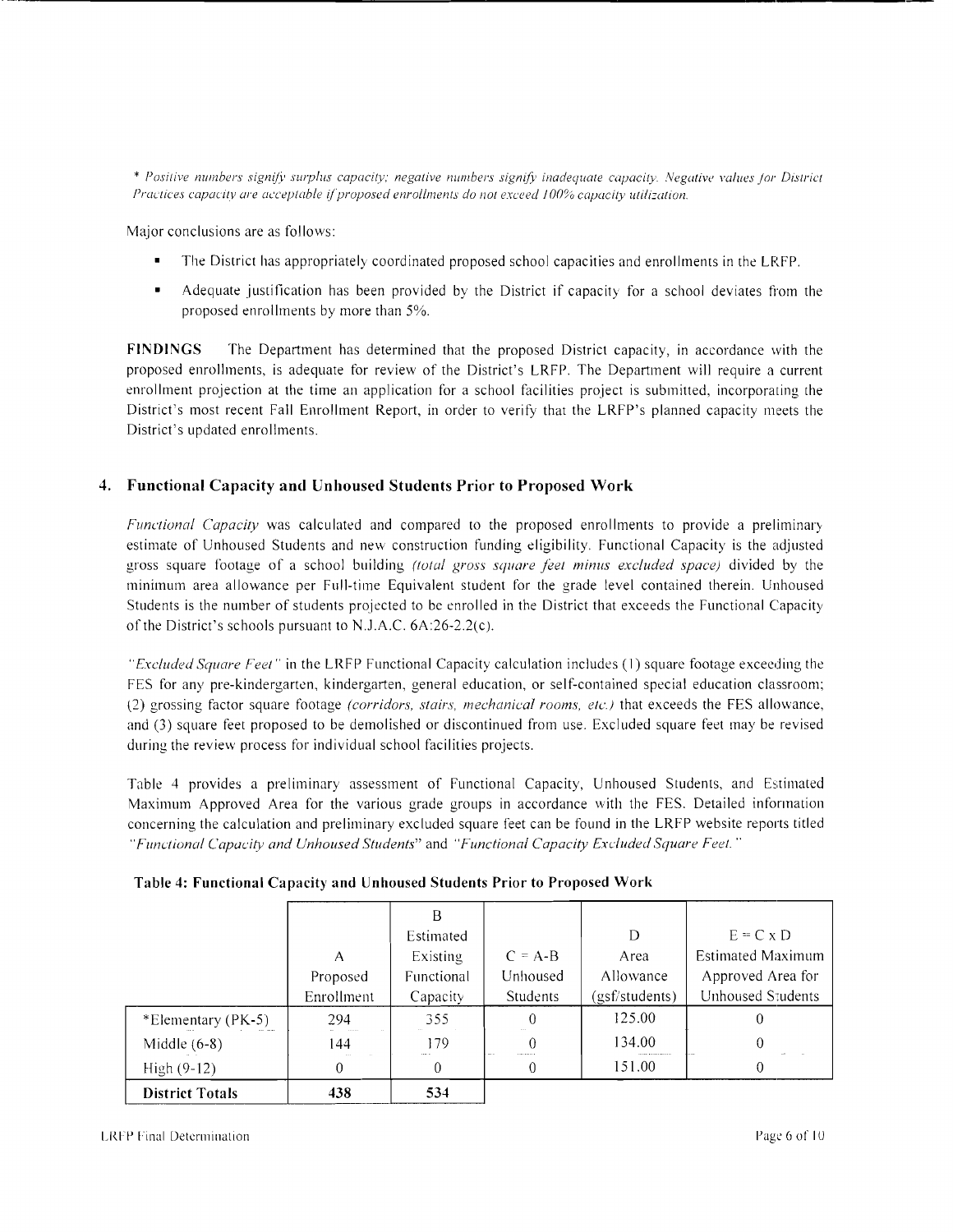*\* Positive numbers signify surplus capacity; negative numbers signify inadequate capacity. Negative values for District Practices capacity are acceptable if proposed enrollments do not exceed 100% capacity utilization.*

Major conclusions are as follows:

- The District has appropriately coordinated proposed school capacities and enrollments in the LRFP.
- Adequate justification has been provided by the District if capacity for a school deviates from the proposed enrollments by more than 5%.

**FINDINGS** The Department has determined that the proposed District capacity, in accordance with the proposed enrollments, is adequate for review of the District's LRFP. The Department will require a current enrollment projection at the time an application for a school facilities project is submitted, incorporating the District's most recent Fall Enrollment Report, in order to verify that the LRFP's planned capacity meets the District's updated enrollments.

## 4. Functional Capacity and Unhoused Students Prior to Proposed Work

*Functional Capacity* was calculated and compared to the proposed enrollments to provide a preliminary estimate of Unhoused Students and new construction funding eligibility. Functional Capacity is the adjusted gross square footage of a school building *(total gross square feet minus excluded space)* divided by the minimum area allowance per Full-time Equivalent student for the grade level contained therein. Unhoused Students is the number of students projected to be enrolled in the District that exceeds the Functional Capacity of the District's schools pursuant to N.J.A.C. 6A:26-2.2(c).

*"Excluded Square Feet"* in the LRFP Functional Capacity calculation includes (1) square footage exceeding the FES for any pre-kindergarten, kindergarten, general education, or self-contained special education classroom; (2) grossing factor square footage *(corridors, stairs, mechanical rooms, etc.)* that exceeds the FES allowance, and (3) square feet proposed to be demolished or discontinued from use. Excluded square feet may be revised during the review process for individual school facilities projects.

Table 4 provides a preliminary assessment of Functional Capacity, Unhoused Students, and Estimated Maximum Approved Area for the various grade groups in accordance with the FES. Detailed information concerning the calculation and preliminary excluded square feet can be found in the LRFP website reports titled *"Functional Capacity and Unhoused Students"* and *"Functional Capacity Excluded Square Feet."*

**Table 4: Functional Capacity and Unhoused Students Prior to Proposed Work**

| | A Proposed Enrollment | B Estimated Existing Functional Capacity | C = A-B Unhoused Students | D Area Allowance (gsf/students) | E = C x D Estimated Maximum Approved Area for Unhoused Students |
|---|---|---|---|---|---|
| *Elementary (PK-5) | 294 | 355 | 0 | 125.00 | 0 |
| Middle (6-8) | 144 | 179 | 0 | 134.00 | 0 |
| High (9-12) | 0 | 0 | 0 | 151.00 | 0 |
| **District Totals** | **438** | **534** | | | |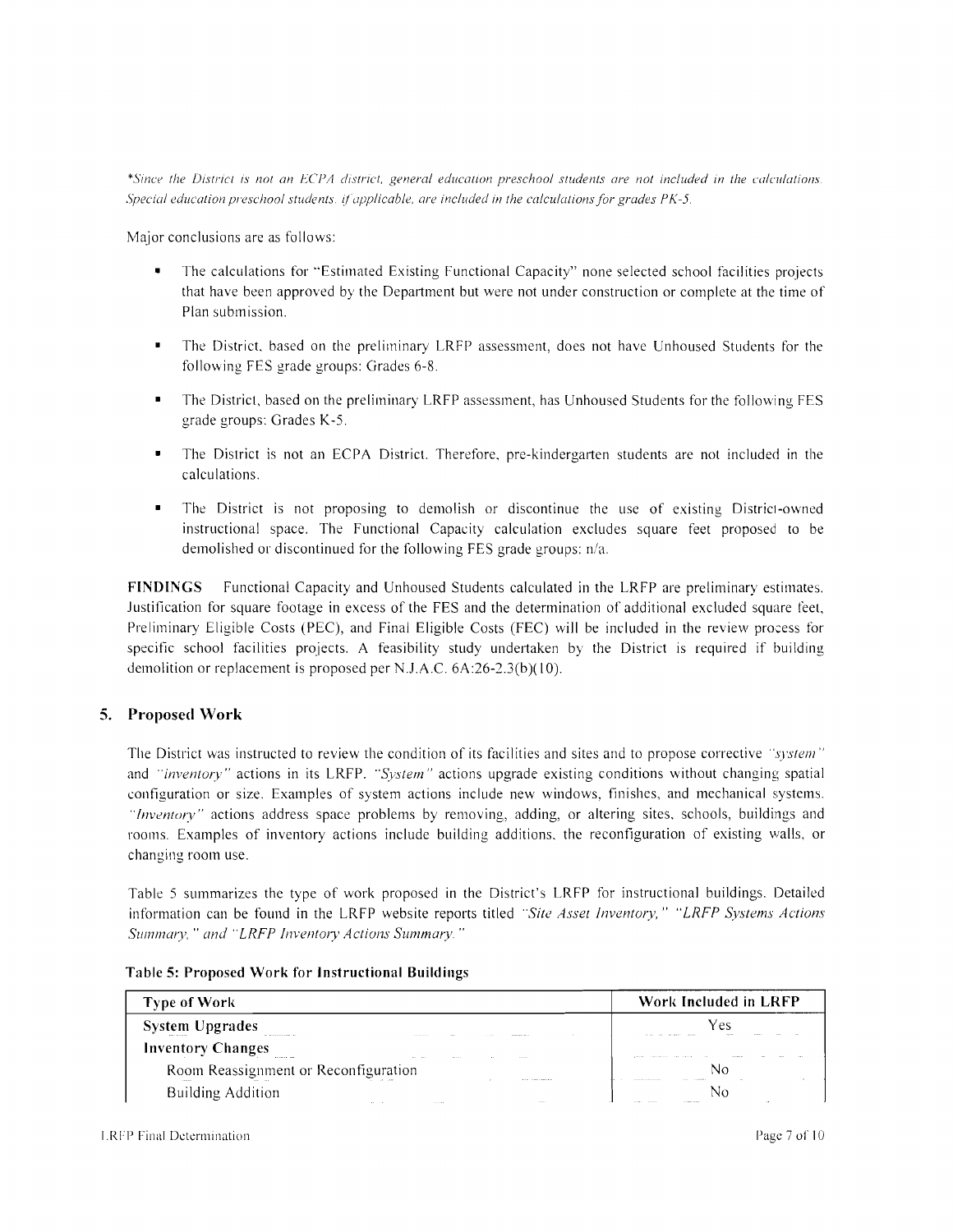*\*Since the District is not an ECPA district, general education preschool students are not included in the calculations. Special education preschool students, if applicable, are included in the calculations for grades PK-5.*

Major conclusions are as follows:

- The calculations for "Estimated Existing Functional Capacity" none selected school facilities projects that have been approved by the Department but were not under construction or complete at the time of Plan submission.
- The District, based on the preliminary LRFP assessment, does not have Unhoused Students for the following FES grade groups: Grades 6-8.
- The District, based on the preliminary LRFP assessment, has Unhoused Students for the following FES grade groups: Grades K-5.
- The District is not an ECPA District. Therefore, pre-kindergarten students are not included in the calculations.
- The District is not proposing to demolish or discontinue the use of existing District-owned instructional space. The Functional Capacity calculation excludes square feet proposed to be demolished or discontinued for the following FES grade groups: n/a.

**FINDINGS** Functional Capacity and Unhoused Students calculated in the LRFP are preliminary estimates. Justification for square footage in excess of the FES and the determination of additional excluded square feet, Preliminary Eligible Costs (PEC), and Final Eligible Costs (FEC) will be included in the review process for specific school facilities projects. A feasibility study undertaken by the District is required if building demolition or replacement is proposed per N.J.A.C. 6A:26-2.3(b)(10).

## 5. Proposed Work

The District was instructed to review the condition of its facilities and sites and to propose corrective *"system"* and *"inventory"* actions in its LRFP. *"System"* actions upgrade existing conditions without changing spatial configuration or size. Examples of system actions include new windows, finishes, and mechanical systems. *"Inventory"* actions address space problems by removing, adding, or altering sites, schools, buildings and rooms. Examples of inventory actions include building additions, the reconfiguration of existing walls, or changing room use.

Table 5 summarizes the type of work proposed in the District's LRFP for instructional buildings. Detailed information can be found in the LRFP website reports titled *"Site Asset Inventory," "LRFP Systems Actions Summary," and "LRFP Inventory Actions Summary."*

**Table 5: Proposed Work for Instructional Buildings**

| Type of Work | Work Included in LRFP |
|---|---|
| **System Upgrades** | Yes |
| **Inventory Changes** | |
| Room Reassignment or Reconfiguration | No |
| Building Addition | No |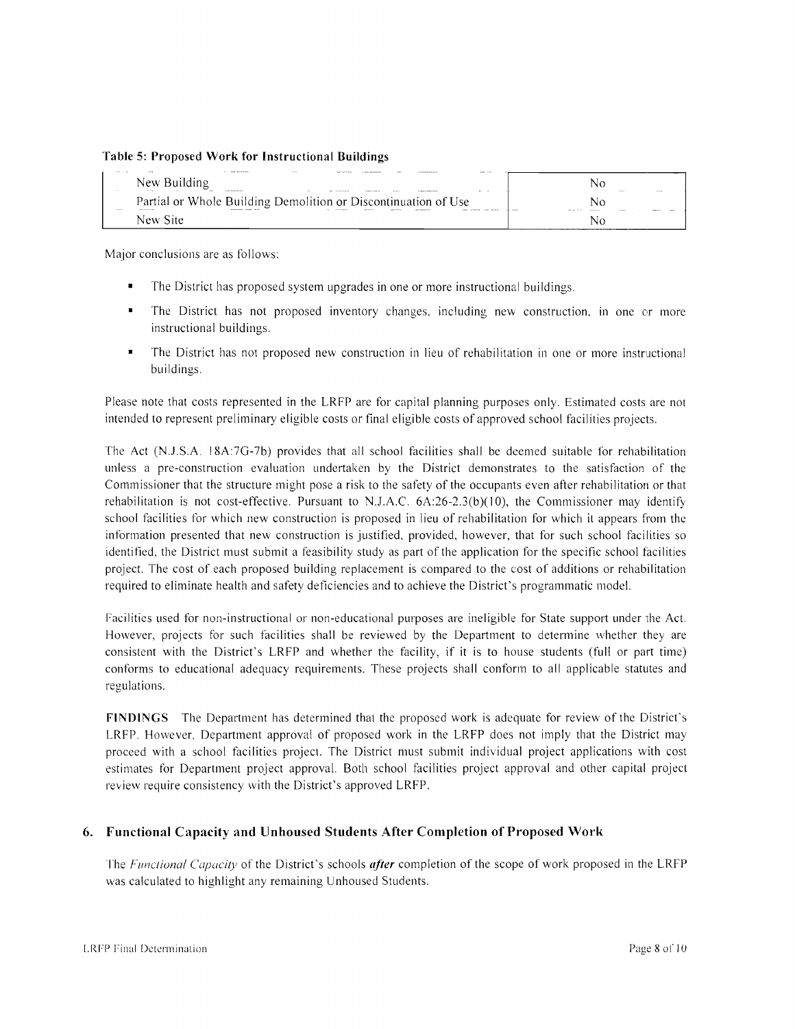**Table 5: Proposed Work for Instructional Buildings**

| | |
|---|---|
| New Building | No |
| Partial or Whole Building Demolition or Discontinuation of Use | No |
| New Site | No |

Major conclusions are as follows:

- The District has proposed system upgrades in one or more instructional buildings.
- The District has not proposed inventory changes, including new construction, in one or more instructional buildings.
- The District has not proposed new construction in lieu of rehabilitation in one or more instructional buildings.

Please note that costs represented in the LRFP are for capital planning purposes only. Estimated costs are not intended to represent preliminary eligible costs or final eligible costs of approved school facilities projects.

The Act (N.J.S.A. 18A:7G-7b) provides that all school facilities shall be deemed suitable for rehabilitation unless a pre-construction evaluation undertaken by the District demonstrates to the satisfaction of the Commissioner that the structure might pose a risk to the safety of the occupants even after rehabilitation or that rehabilitation is not cost-effective. Pursuant to N.J.A.C. 6A:26-2.3(b)(10), the Commissioner may identify school facilities for which new construction is proposed in lieu of rehabilitation for which it appears from the information presented that new construction is justified, provided, however, that for such school facilities so identified, the District must submit a feasibility study as part of the application for the specific school facilities project. The cost of each proposed building replacement is compared to the cost of additions or rehabilitation required to eliminate health and safety deficiencies and to achieve the District's programmatic model.

Facilities used for non-instructional or non-educational purposes are ineligible for State support under the Act. However, projects for such facilities shall be reviewed by the Department to determine whether they are consistent with the District's LRFP and whether the facility, if it is to house students (full or part time) conforms to educational adequacy requirements. These projects shall conform to all applicable statutes and regulations.

**FINDINGS** The Department has determined that the proposed work is adequate for review of the District's LRFP. However, Department approval of proposed work in the LRFP does not imply that the District may proceed with a school facilities project. The District must submit individual project applications with cost estimates for Department project approval. Both school facilities project approval and other capital project review require consistency with the District's approved LRFP.

## 6. Functional Capacity and Unhoused Students After Completion of Proposed Work

The *Functional Capacity* of the District's schools ***after*** completion of the scope of work proposed in the LRFP was calculated to highlight any remaining Unhoused Students.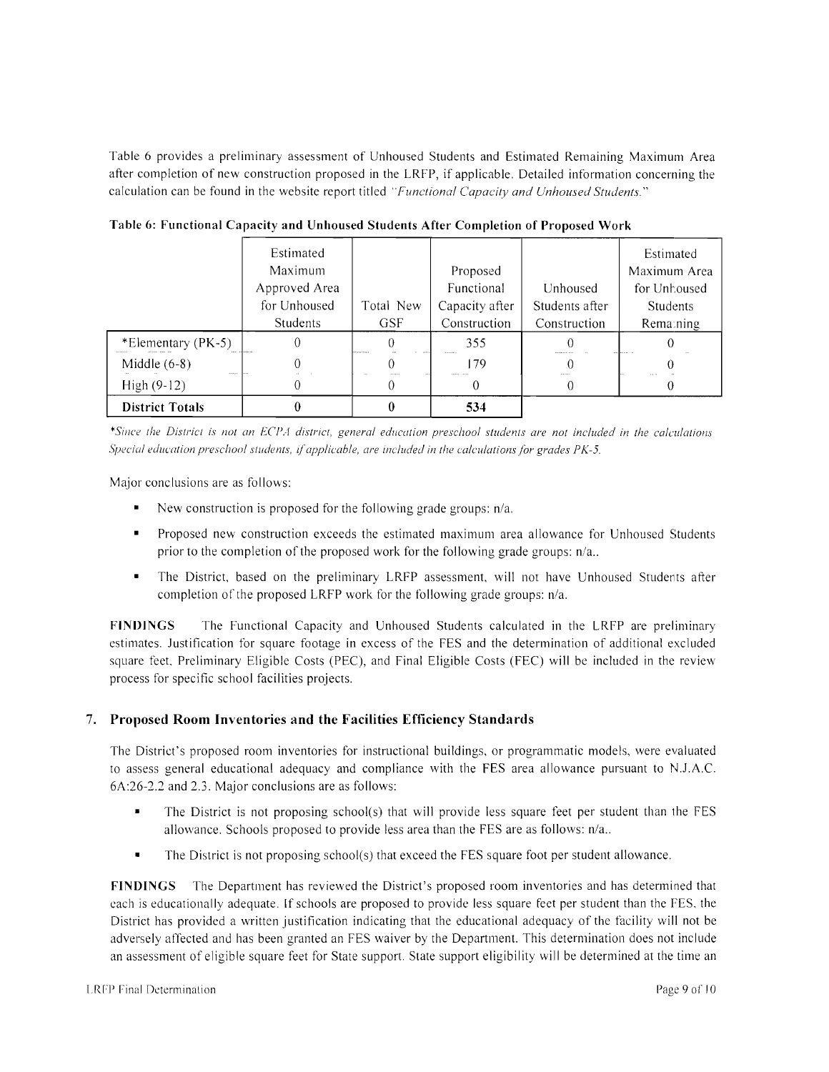Table 6 provides a preliminary assessment of Unhoused Students and Estimated Remaining Maximum Area after completion of new construction proposed in the LRFP, if applicable. Detailed information concerning the calculation can be found in the website report titled *"Functional Capacity and Unhoused Students."*

**Table 6: Functional Capacity and Unhoused Students After Completion of Proposed Work**

| | Estimated Maximum Approved Area for Unhoused Students | Total New GSF | Proposed Functional Capacity after Construction | Unhoused Students after Construction | Estimated Maximum Area for Unhoused Students Remaining |
|---|---|---|---|---|---|
| *Elementary (PK-5) | 0 | 0 | 355 | 0 | 0 |
| Middle (6-8) | 0 | 0 | 179 | 0 | 0 |
| High (9-12) | 0 | 0 | 0 | 0 | 0 |
| **District Totals** | **0** | **0** | **534** | | |

*\*Since the District is not an ECPA district, general education preschool students are not included in the calculations Special education preschool students, if applicable, are included in the calculations for grades PK-5.*

Major conclusions are as follows:

- New construction is proposed for the following grade groups: n/a.
- Proposed new construction exceeds the estimated maximum area allowance for Unhoused Students prior to the completion of the proposed work for the following grade groups: n/a..
- The District, based on the preliminary LRFP assessment, will not have Unhoused Students after completion of the proposed LRFP work for the following grade groups: n/a.

**FINDINGS** The Functional Capacity and Unhoused Students calculated in the LRFP are preliminary estimates. Justification for square footage in excess of the FES and the determination of additional excluded square feet, Preliminary Eligible Costs (PEC), and Final Eligible Costs (FEC) will be included in the review process for specific school facilities projects.

## 7. Proposed Room Inventories and the Facilities Efficiency Standards

The District's proposed room inventories for instructional buildings, or programmatic models, were evaluated to assess general educational adequacy and compliance with the FES area allowance pursuant to N.J.A.C. 6A:26-2.2 and 2.3. Major conclusions are as follows:

- The District is not proposing school(s) that will provide less square feet per student than the FES allowance. Schools proposed to provide less area than the FES are as follows: n/a..
- The District is not proposing school(s) that exceed the FES square foot per student allowance.

**FINDINGS** The Department has reviewed the District's proposed room inventories and has determined that each is educationally adequate. If schools are proposed to provide less square feet per student than the FES, the District has provided a written justification indicating that the educational adequacy of the facility will not be adversely affected and has been granted an FES waiver by the Department. This determination does not include an assessment of eligible square feet for State support. State support eligibility will be determined at the time an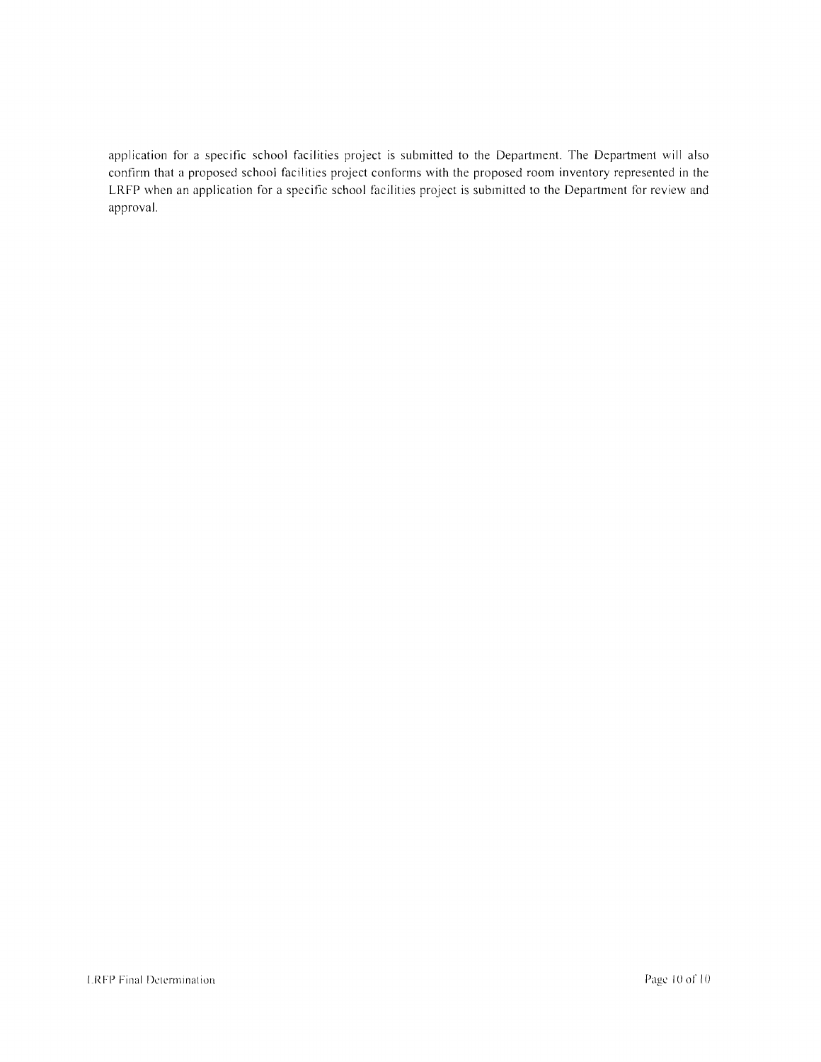application for a specific school facilities project is submitted to the Department. The Department will also confirm that a proposed school facilities project conforms with the proposed room inventory represented in the LRFP when an application for a specific school facilities project is submitted to the Department for review and approval.